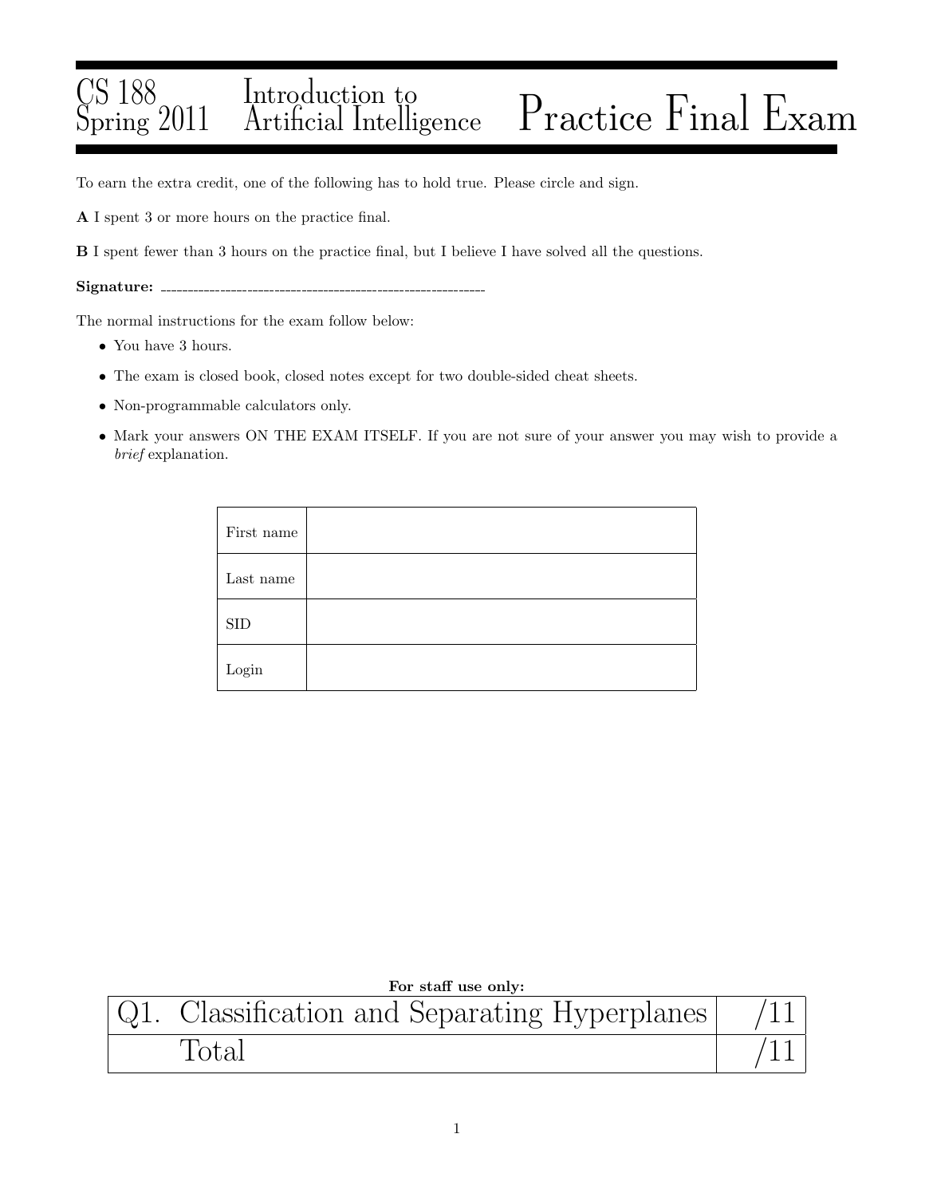# CS 188 Spring 2011 — Introduction to Artificial Intelligence — Practice Final Exam

To earn the extra credit, one of the following has to hold true. Please circle and sign.

**A** I spent 3 or more hours on the practice final.

**B** I spent fewer than 3 hours on the practice final, but I believe I have solved all the questions.

**Signature:** ______________________________

The normal instructions for the exam follow below:

- You have 3 hours.
- The exam is closed book, closed notes except for two double-sided cheat sheets.
- Non-programmable calculators only.
- Mark your answers ON THE EXAM ITSELF. If you are not sure of your answer you may wish to provide a *brief* explanation.

| | |
|---|---|
| First name | |
| Last name | |
| SID | |
| Login | |

**For staff use only:**

| | |
|---|---|
| Q1. Classification and Separating Hyperplanes | /11 |
| Total | /11 |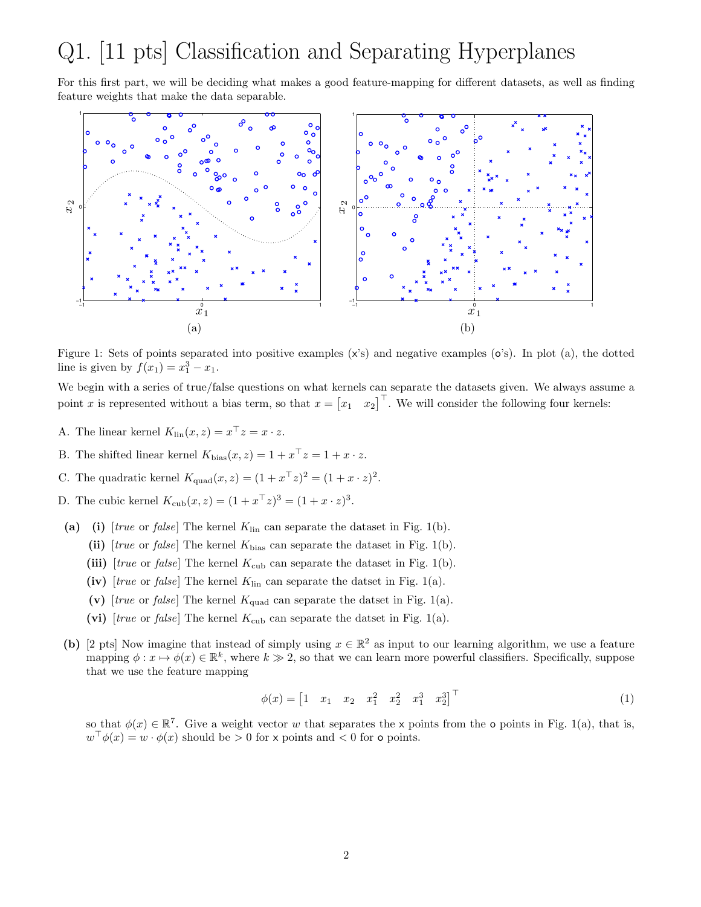# Q1. [11 pts] Classification and Separating Hyperplanes

For this first part, we will be deciding what makes a good feature-mapping for different datasets, as well as finding feature weights that make the data separable.

(a) (b)

Figure 1: Sets of points separated into positive examples (x's) and negative examples (o's). In plot (a), the dotted line is given by $f(x_1) = x_1^3 - x_1$.

We begin with a series of true/false questions on what kernels can separate the datasets given. We always assume a point $x$ is represented without a bias term, so that $x = \begin{bmatrix} x_1 & x_2 \end{bmatrix}^\top$. We will consider the following four kernels:

A. The linear kernel $K_{\text{lin}}(x, z) = x^\top z = x \cdot z$.

B. The shifted linear kernel $K_{\text{bias}}(x, z) = 1 + x^\top z = 1 + x \cdot z$.

C. The quadratic kernel $K_{\text{quad}}(x, z) = (1 + x^\top z)^2 = (1 + x \cdot z)^2$.

D. The cubic kernel $K_{\text{cub}}(x, z) = (1 + x^\top z)^3 = (1 + x \cdot z)^3$.

**(a)** **(i)** [*true* or *false*] The kernel $K_{\text{lin}}$ can separate the dataset in Fig. 1(b).

**(ii)** [*true* or *false*] The kernel $K_{\text{bias}}$ can separate the dataset in Fig. 1(b).

**(iii)** [*true* or *false*] The kernel $K_{\text{cub}}$ can separate the dataset in Fig. 1(b).

**(iv)** [*true* or *false*] The kernel $K_{\text{lin}}$ can separate the datset in Fig. 1(a).

**(v)** [*true* or *false*] The kernel $K_{\text{quad}}$ can separate the datset in Fig. 1(a).

**(vi)** [*true* or *false*] The kernel $K_{\text{cub}}$ can separate the datset in Fig. 1(a).

**(b)** [2 pts] Now imagine that instead of simply using $x \in \mathbb{R}^2$ as input to our learning algorithm, we use a feature mapping $\phi : x \mapsto \phi(x) \in \mathbb{R}^k$, where $k \gg 2$, so that we can learn more powerful classifiers. Specifically, suppose that we use the feature mapping

$$\phi(x) = \begin{bmatrix} 1 & x_1 & x_2 & x_1^2 & x_2^2 & x_1^3 & x_2^3 \end{bmatrix}^\top \tag{1}$$

so that $\phi(x) \in \mathbb{R}^7$. Give a weight vector $w$ that separates the x points from the o points in Fig. 1(a), that is, $w^\top \phi(x) = w \cdot \phi(x)$ should be $> 0$ for x points and $< 0$ for o points.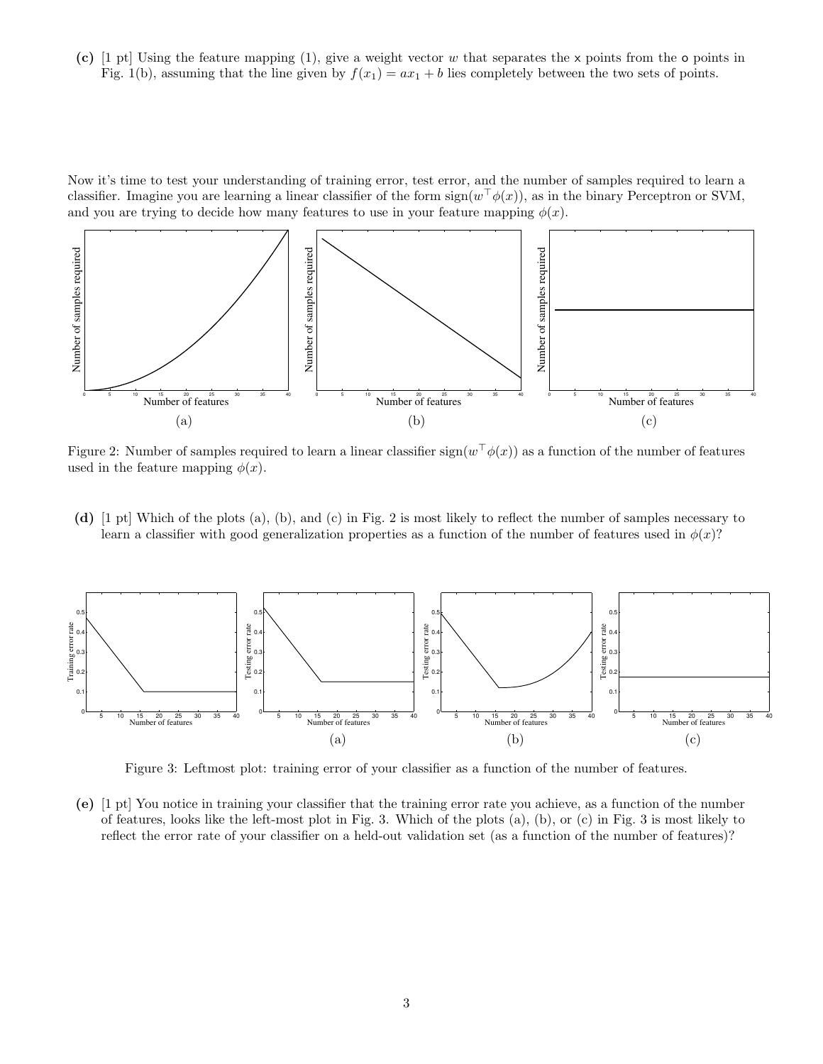**(c)** [1 pt] Using the feature mapping (1), give a weight vector $w$ that separates the x points from the o points in Fig. 1(b), assuming that the line given by $f(x_1) = ax_1 + b$ lies completely between the two sets of points.

Now it's time to test your understanding of training error, test error, and the number of samples required to learn a classifier. Imagine you are learning a linear classifier of the form $\text{sign}(w^\top \phi(x))$, as in the binary Perceptron or SVM, and you are trying to decide how many features to use in your feature mapping $\phi(x)$.

Number of samples required
Number of features
0 5 10 15 20 25 30 35 40
(a)

Number of samples required
Number of features
0 5 10 15 20 25 30 35 40
(b)

Number of samples required
Number of features
0 5 10 15 20 25 30 35 40
(c)

Figure 2: Number of samples required to learn a linear classifier $\text{sign}(w^\top \phi(x))$ as a function of the number of features used in the feature mapping $\phi(x)$.

**(d)** [1 pt] Which of the plots (a), (b), and (c) in Fig. 2 is most likely to reflect the number of samples necessary to learn a classifier with good generalization properties as a function of the number of features used in $\phi(x)$?

Training error rate
0 0.1 0.2 0.3 0.4 0.5
Number of features
5 10 15 20 25 30 35 40

Testing error rate
0 0.1 0.2 0.3 0.4 0.5
Number of features
5 10 15 20 25 30 35 40
(a)

Testing error rate
0 0.1 0.2 0.3 0.4 0.5
Number of features
5 10 15 20 25 30 35 40
(b)

Testing error rate
0.1 0.2 0.3 0.4 0.5
Number of features
5 10 15 20 25 30 35 40
(c)

Figure 3: Leftmost plot: training error of your classifier as a function of the number of features.

**(e)** [1 pt] You notice in training your classifier that the training error rate you achieve, as a function of the number of features, looks like the left-most plot in Fig. 3. Which of the plots (a), (b), or (c) in Fig. 3 is most likely to reflect the error rate of your classifier on a held-out validation set (as a function of the number of features)?